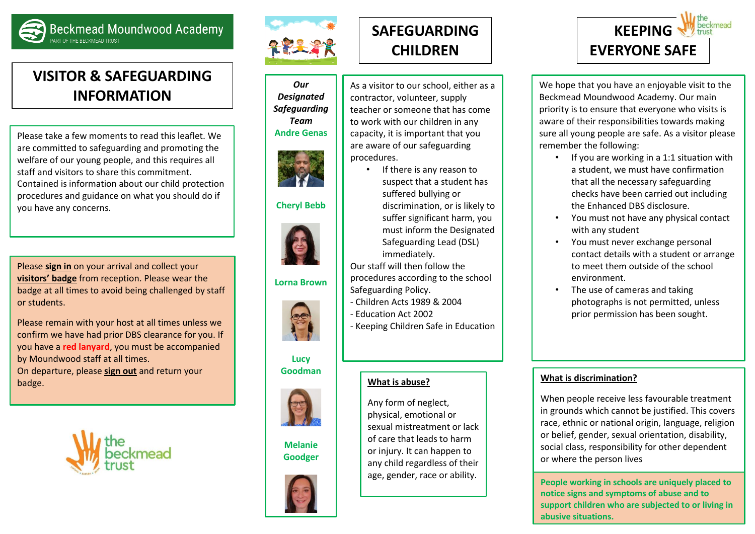Beckmead Moundwood Academy

PART OF THE BECKMEAD TRUST

# VISITOR & SAFEGUARDING INFORMATION

Please take a few moments to read this leaflet. We are committed to safeguarding and promoting the welfare of our young people, and this requires all staff and visitors to share this commitment. Contained is information about our child protection procedures and guidance on what you should do if you have any concerns.

Please **sign in** on your arrival and collect your **visitors' badge** from reception. Please wear the badge at all times to avoid being challenged by staff or students.

Please remain with your host at all times unless we confirm we have had prior DBS clearance for you. If you have a **red lanyard**, you must be accompanied by Moundwood staff at all times.
On departure, please **sign out** and return your badge.

the beckmead trust

***Our Designated Safeguarding Team***

**Andre Genas**

**Cheryl Bebb**

**Lorna Brown**

**Lucy Goodman**

**Melanie Goodger**

# SAFEGUARDING CHILDREN

As a visitor to our school, either as a contractor, volunteer, supply teacher or someone that has come to work with our children in any capacity, it is important that you are aware of our safeguarding procedures.

- If there is any reason to suspect that a student has suffered bullying or discrimination, or is likely to suffer significant harm, you must inform the Designated Safeguarding Lead (DSL) immediately.

Our staff will then follow the procedures according to the school Safeguarding Policy.
- Children Acts 1989 & 2004
- Education Act 2002
- Keeping Children Safe in Education

**What is abuse?**

Any form of neglect, physical, emotional or sexual mistreatment or lack of care that leads to harm or injury. It can happen to any child regardless of their age, gender, race or ability.

# KEEPING EVERYONE SAFE

We hope that you have an enjoyable visit to the Beckmead Moundwood Academy. Our main priority is to ensure that everyone who visits is aware of their responsibilities towards making sure all young people are safe. As a visitor please remember the following:

- If you are working in a 1:1 situation with a student, we must have confirmation that all the necessary safeguarding checks have been carried out including the Enhanced DBS disclosure.
- You must not have any physical contact with any student
- You must never exchange personal contact details with a student or arrange to meet them outside of the school environment.
- The use of cameras and taking photographs is not permitted, unless prior permission has been sought.

**What is discrimination?**

When people receive less favourable treatment in grounds which cannot be justified. This covers race, ethnic or national origin, language, religion or belief, gender, sexual orientation, disability, social class, responsibility for other dependent or where the person lives

**People working in schools are uniquely placed to notice signs and symptoms of abuse and to support children who are subjected to or living in abusive situations.**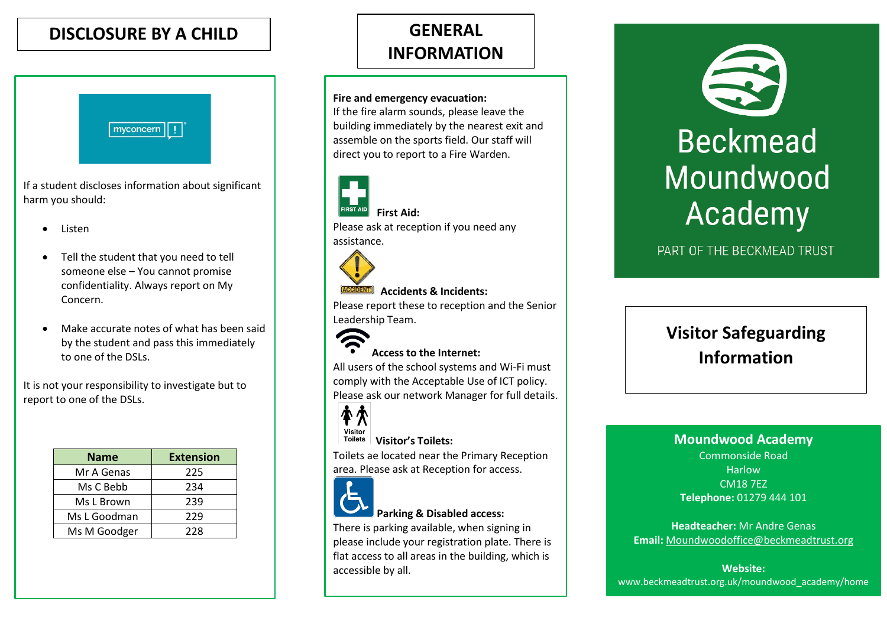## DISCLOSURE BY A CHILD

myconcern

If a student discloses information about significant harm you should:

- Listen
- Tell the student that you need to tell someone else – You cannot promise confidentiality. Always report on My Concern.
- Make accurate notes of what has been said by the student and pass this immediately to one of the DSLs.

It is not your responsibility to investigate but to report to one of the DSLs.

| Name | Extension |
|---|---|
| Mr A Genas | 225 |
| Ms C Bebb | 234 |
| Ms L Brown | 239 |
| Ms L Goodman | 229 |
| Ms M Goodger | 228 |

## GENERAL INFORMATION

**Fire and emergency evacuation:**
If the fire alarm sounds, please leave the building immediately by the nearest exit and assemble on the sports field. Our staff will direct you to report to a Fire Warden.

**First Aid:**
Please ask at reception if you need any assistance.

**Accidents & Incidents:**
Please report these to reception and the Senior Leadership Team.

**Access to the Internet:**
All users of the school systems and Wi-Fi must comply with the Acceptable Use of ICT policy. Please ask our network Manager for full details.

**Visitor's Toilets:**
Toilets ae located near the Primary Reception area. Please ask at Reception for access.

**Parking & Disabled access:**
There is parking available, when signing in please include your registration plate. There is flat access to all areas in the building, which is accessible by all.

# Beckmead Moundwood Academy

PART OF THE BECKMEAD TRUST

## Visitor Safeguarding Information

**Moundwood Academy**
Commonside Road
Harlow
CM18 7EZ
**Telephone:** 01279 444 101

**Headteacher:** Mr Andre Genas
**Email:** Moundwoodoffice@beckmeadtrust.org

**Website:**
www.beckmeadtrust.org.uk/moundwood_academy/home